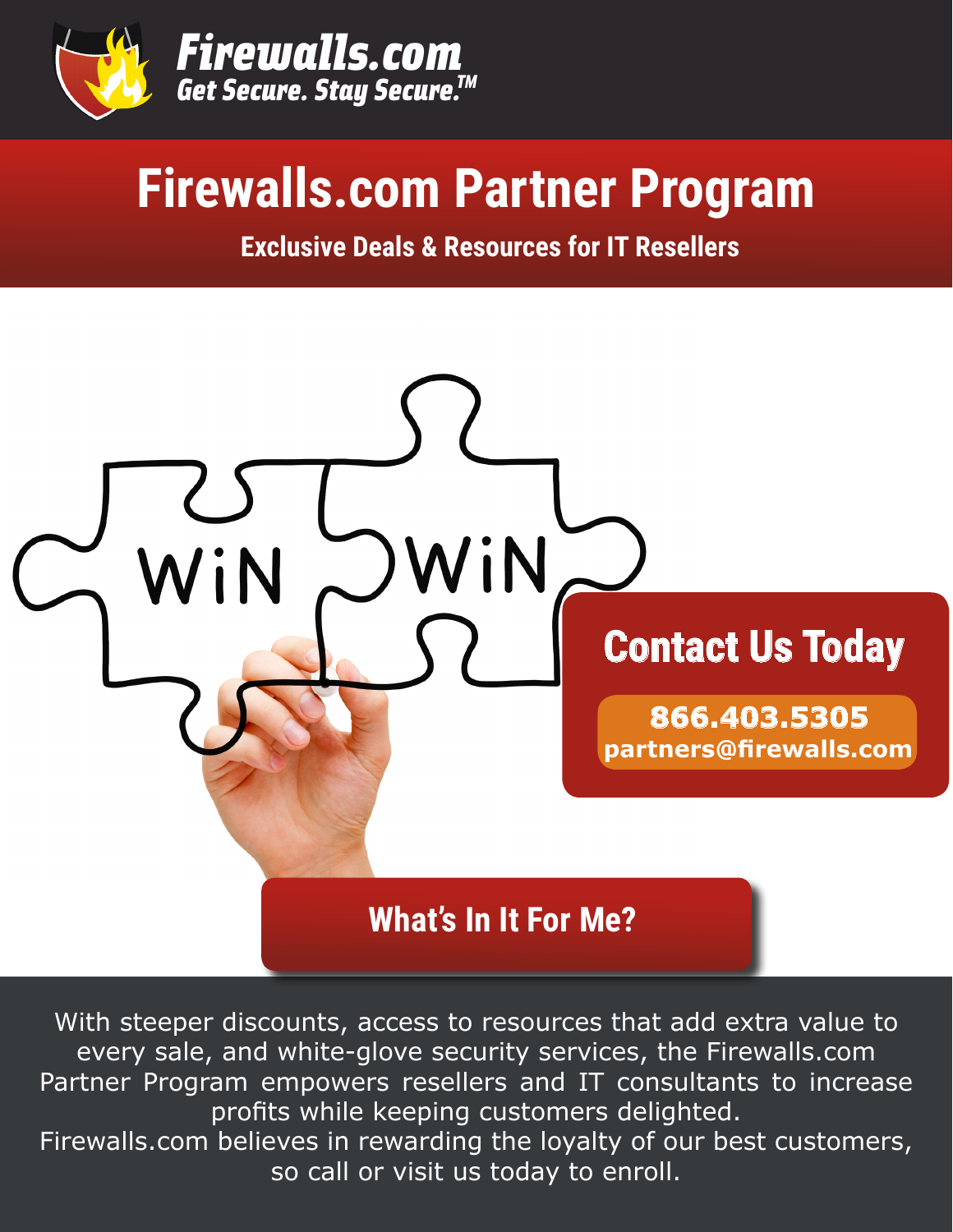**Firewalls.com**
*Get Secure. Stay Secure.™*

# Firewalls.com Partner Program

**Exclusive Deals & Resources for IT Resellers**

WiN WiN

## Contact Us Today

**866.403.5305**
**partners@firewalls.com**

## What's In It For Me?

With steeper discounts, access to resources that add extra value to every sale, and white-glove security services, the Firewalls.com Partner Program empowers resellers and IT consultants to increase profits while keeping customers delighted.
Firewalls.com believes in rewarding the loyalty of our best customers, so call or visit us today to enroll.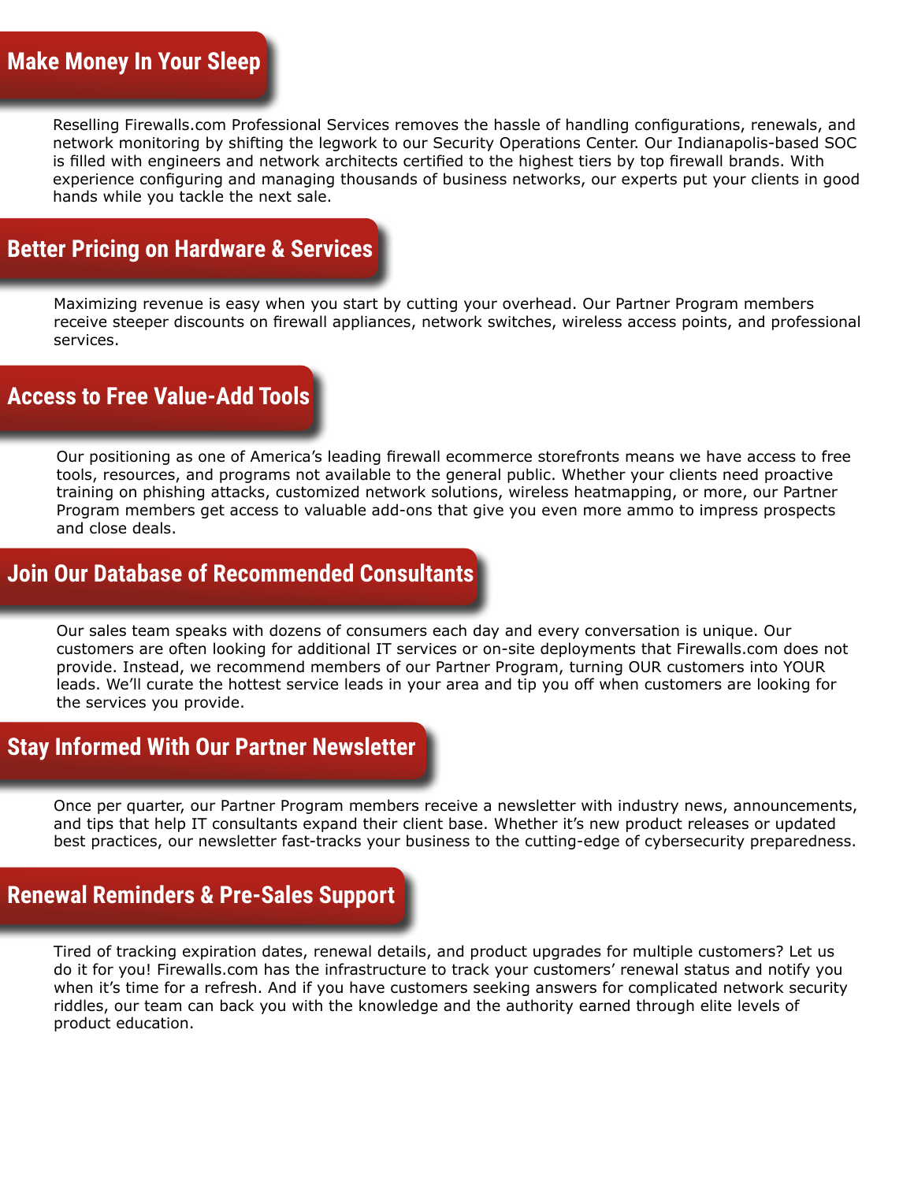## Make Money In Your Sleep

Reselling Firewalls.com Professional Services removes the hassle of handling configurations, renewals, and network monitoring by shifting the legwork to our Security Operations Center. Our Indianapolis-based SOC is filled with engineers and network architects certified to the highest tiers by top firewall brands. With experience configuring and managing thousands of business networks, our experts put your clients in good hands while you tackle the next sale.

## Better Pricing on Hardware & Services

Maximizing revenue is easy when you start by cutting your overhead. Our Partner Program members receive steeper discounts on firewall appliances, network switches, wireless access points, and professional services.

## Access to Free Value-Add Tools

Our positioning as one of America's leading firewall ecommerce storefronts means we have access to free tools, resources, and programs not available to the general public. Whether your clients need proactive training on phishing attacks, customized network solutions, wireless heatmapping, or more, our Partner Program members get access to valuable add-ons that give you even more ammo to impress prospects and close deals.

## Join Our Database of Recommended Consultants

Our sales team speaks with dozens of consumers each day and every conversation is unique. Our customers are often looking for additional IT services or on-site deployments that Firewalls.com does not provide. Instead, we recommend members of our Partner Program, turning OUR customers into YOUR leads. We'll curate the hottest service leads in your area and tip you off when customers are looking for the services you provide.

## Stay Informed With Our Partner Newsletter

Once per quarter, our Partner Program members receive a newsletter with industry news, announcements, and tips that help IT consultants expand their client base. Whether it's new product releases or updated best practices, our newsletter fast-tracks your business to the cutting-edge of cybersecurity preparedness.

## Renewal Reminders & Pre-Sales Support

Tired of tracking expiration dates, renewal details, and product upgrades for multiple customers? Let us do it for you! Firewalls.com has the infrastructure to track your customers' renewal status and notify you when it's time for a refresh. And if you have customers seeking answers for complicated network security riddles, our team can back you with the knowledge and the authority earned through elite levels of product education.